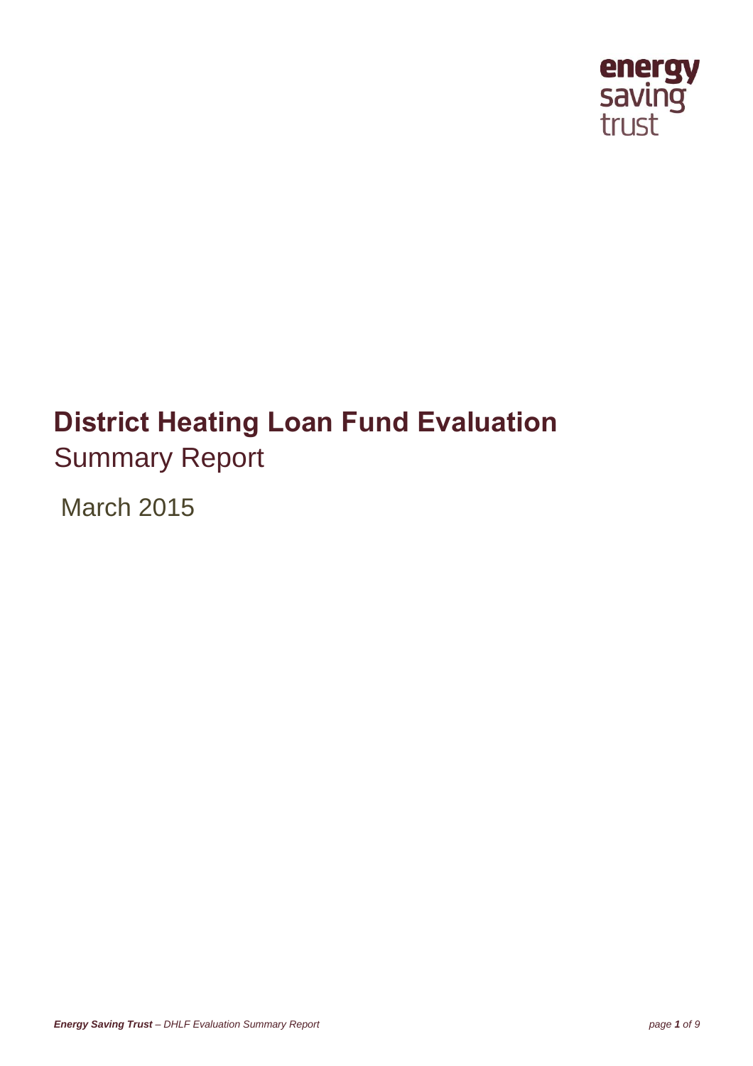energy saving trust

# District Heating Loan Fund Evaluation

## Summary Report

March 2015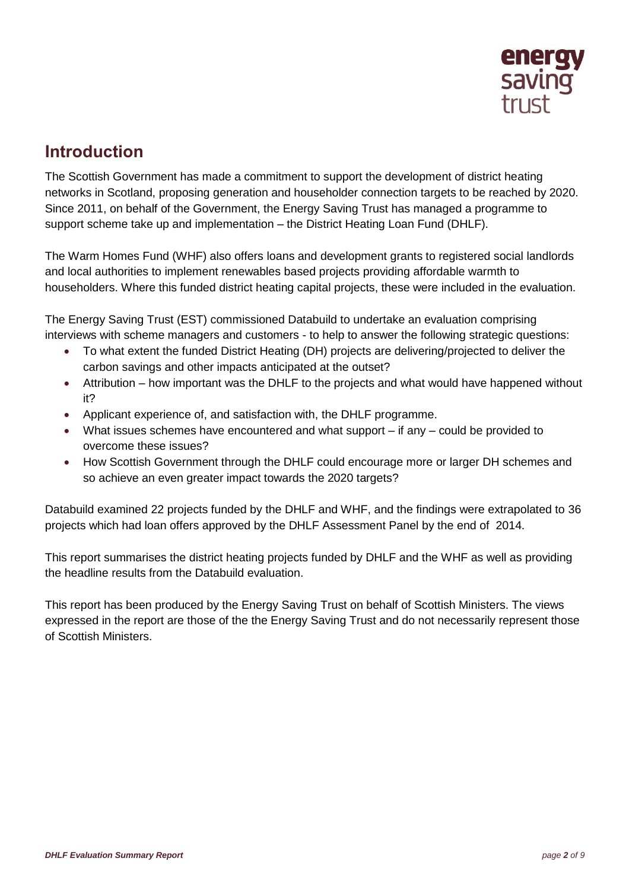## Introduction

The Scottish Government has made a commitment to support the development of district heating networks in Scotland, proposing generation and householder connection targets to be reached by 2020. Since 2011, on behalf of the Government, the Energy Saving Trust has managed a programme to support scheme take up and implementation – the District Heating Loan Fund (DHLF).

The Warm Homes Fund (WHF) also offers loans and development grants to registered social landlords and local authorities to implement renewables based projects providing affordable warmth to householders. Where this funded district heating capital projects, these were included in the evaluation.

The Energy Saving Trust (EST) commissioned Databuild to undertake an evaluation comprising interviews with scheme managers and customers - to help to answer the following strategic questions:

- To what extent the funded District Heating (DH) projects are delivering/projected to deliver the carbon savings and other impacts anticipated at the outset?
- Attribution – how important was the DHLF to the projects and what would have happened without it?
- Applicant experience of, and satisfaction with, the DHLF programme.
- What issues schemes have encountered and what support – if any – could be provided to overcome these issues?
- How Scottish Government through the DHLF could encourage more or larger DH schemes and so achieve an even greater impact towards the 2020 targets?

Databuild examined 22 projects funded by the DHLF and WHF, and the findings were extrapolated to 36 projects which had loan offers approved by the DHLF Assessment Panel by the end of 2014.

This report summarises the district heating projects funded by DHLF and the WHF as well as providing the headline results from the Databuild evaluation.

This report has been produced by the Energy Saving Trust on behalf of Scottish Ministers. The views expressed in the report are those of the the Energy Saving Trust and do not necessarily represent those of Scottish Ministers.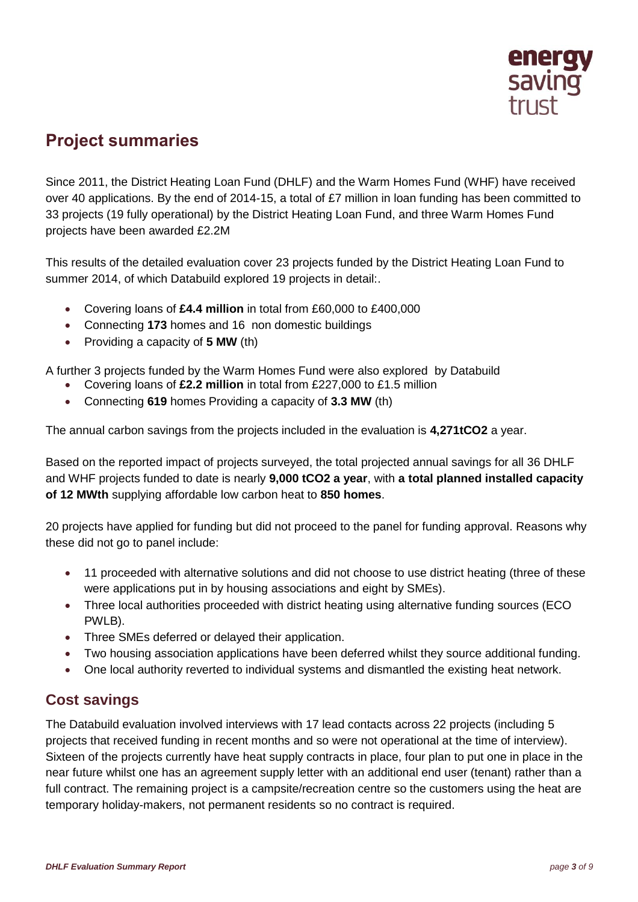## Project summaries

Since 2011, the District Heating Loan Fund (DHLF) and the Warm Homes Fund (WHF) have received over 40 applications. By the end of 2014-15, a total of £7 million in loan funding has been committed to 33 projects (19 fully operational) by the District Heating Loan Fund, and three Warm Homes Fund projects have been awarded £2.2M

This results of the detailed evaluation cover 23 projects funded by the District Heating Loan Fund to summer 2014, of which Databuild explored 19 projects in detail:.

- Covering loans of **£4.4 million** in total from £60,000 to £400,000
- Connecting **173** homes and 16 non domestic buildings
- Providing a capacity of **5 MW** (th)

A further 3 projects funded by the Warm Homes Fund were also explored by Databuild

- Covering loans of **£2.2 million** in total from £227,000 to £1.5 million
- Connecting **619** homes Providing a capacity of **3.3 MW** (th)

The annual carbon savings from the projects included in the evaluation is **4,271tCO2** a year.

Based on the reported impact of projects surveyed, the total projected annual savings for all 36 DHLF and WHF projects funded to date is nearly **9,000 tCO2 a year**, with **a total planned installed capacity of 12 MWth** supplying affordable low carbon heat to **850 homes**.

20 projects have applied for funding but did not proceed to the panel for funding approval. Reasons why these did not go to panel include:

- 11 proceeded with alternative solutions and did not choose to use district heating (three of these were applications put in by housing associations and eight by SMEs).
- Three local authorities proceeded with district heating using alternative funding sources (ECO PWLB).
- Three SMEs deferred or delayed their application.
- Two housing association applications have been deferred whilst they source additional funding.
- One local authority reverted to individual systems and dismantled the existing heat network.

### Cost savings

The Databuild evaluation involved interviews with 17 lead contacts across 22 projects (including 5 projects that received funding in recent months and so were not operational at the time of interview). Sixteen of the projects currently have heat supply contracts in place, four plan to put one in place in the near future whilst one has an agreement supply letter with an additional end user (tenant) rather than a full contract. The remaining project is a campsite/recreation centre so the customers using the heat are temporary holiday-makers, not permanent residents so no contract is required.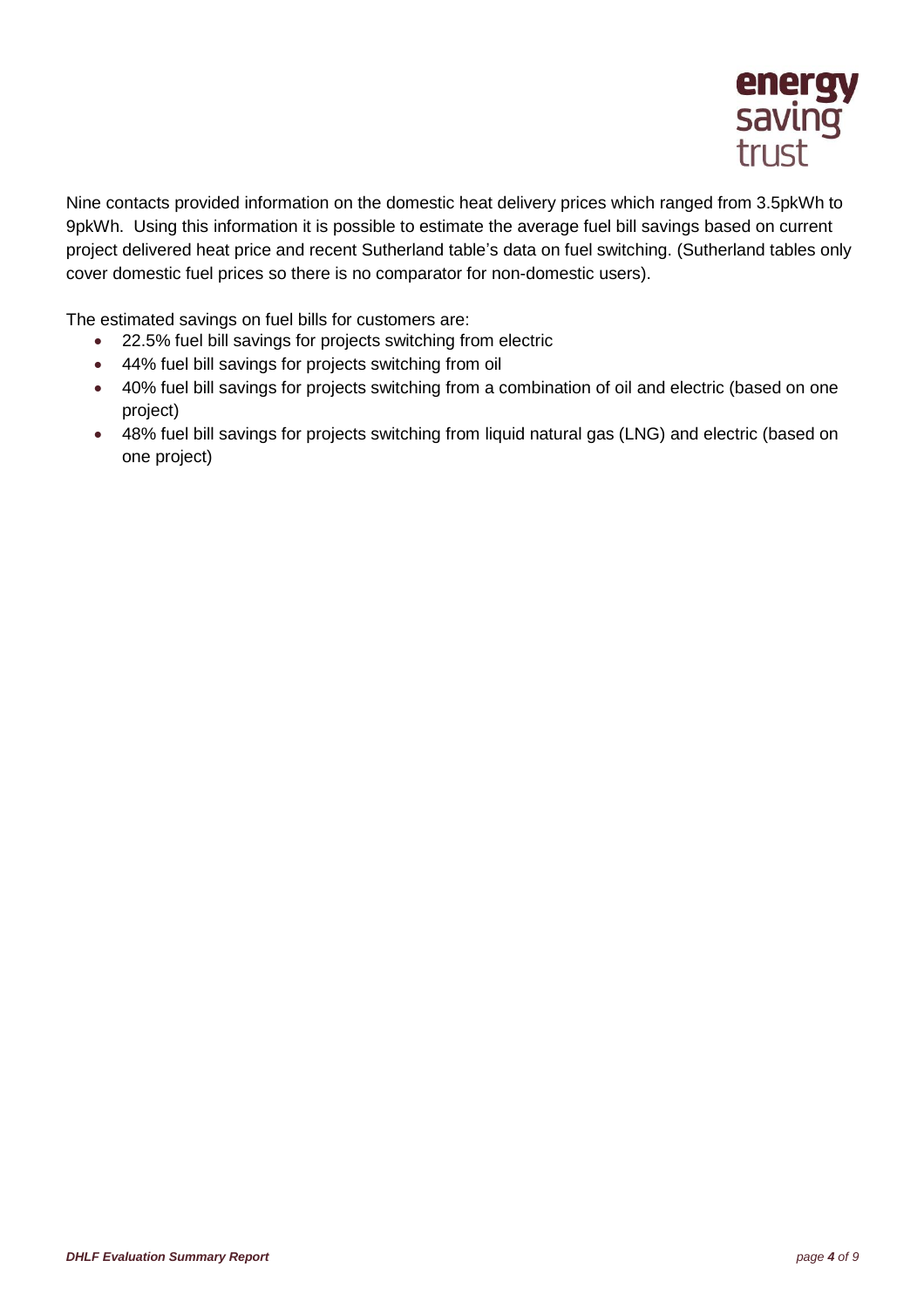Nine contacts provided information on the domestic heat delivery prices which ranged from 3.5pkWh to 9pkWh. Using this information it is possible to estimate the average fuel bill savings based on current project delivered heat price and recent Sutherland table's data on fuel switching. (Sutherland tables only cover domestic fuel prices so there is no comparator for non-domestic users).

The estimated savings on fuel bills for customers are:

- 22.5% fuel bill savings for projects switching from electric
- 44% fuel bill savings for projects switching from oil
- 40% fuel bill savings for projects switching from a combination of oil and electric (based on one project)
- 48% fuel bill savings for projects switching from liquid natural gas (LNG) and electric (based on one project)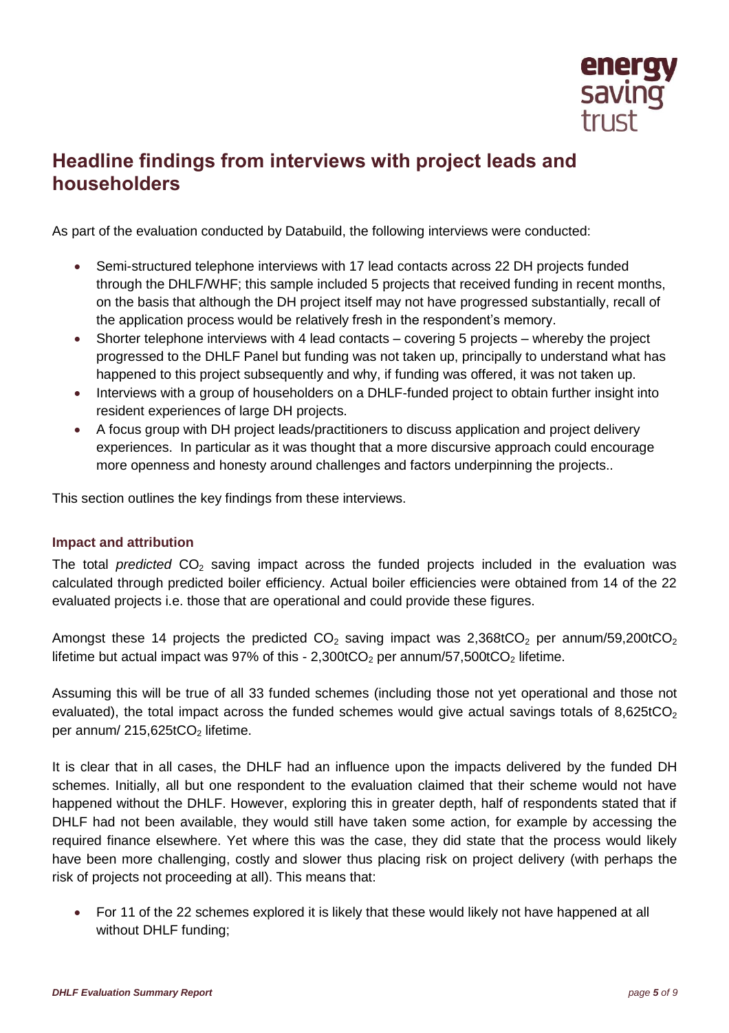## Headline findings from interviews with project leads and householders

As part of the evaluation conducted by Databuild, the following interviews were conducted:

- Semi-structured telephone interviews with 17 lead contacts across 22 DH projects funded through the DHLF/WHF; this sample included 5 projects that received funding in recent months, on the basis that although the DH project itself may not have progressed substantially, recall of the application process would be relatively fresh in the respondent's memory.
- Shorter telephone interviews with 4 lead contacts – covering 5 projects – whereby the project progressed to the DHLF Panel but funding was not taken up, principally to understand what has happened to this project subsequently and why, if funding was offered, it was not taken up.
- Interviews with a group of householders on a DHLF-funded project to obtain further insight into resident experiences of large DH projects.
- A focus group with DH project leads/practitioners to discuss application and project delivery experiences. In particular as it was thought that a more discursive approach could encourage more openness and honesty around challenges and factors underpinning the projects..

This section outlines the key findings from these interviews.

### Impact and attribution

The total *predicted* $CO_2$ saving impact across the funded projects included in the evaluation was calculated through predicted boiler efficiency. Actual boiler efficiencies were obtained from 14 of the 22 evaluated projects i.e. those that are operational and could provide these figures.

Amongst these 14 projects the predicted $CO_2$ saving impact was 2,368t$CO_2$ per annum/59,200t$CO_2$ lifetime but actual impact was 97% of this - 2,300t$CO_2$ per annum/57,500t$CO_2$ lifetime.

Assuming this will be true of all 33 funded schemes (including those not yet operational and those not evaluated), the total impact across the funded schemes would give actual savings totals of 8,625t$CO_2$ per annum/ 215,625t$CO_2$ lifetime.

It is clear that in all cases, the DHLF had an influence upon the impacts delivered by the funded DH schemes. Initially, all but one respondent to the evaluation claimed that their scheme would not have happened without the DHLF. However, exploring this in greater depth, half of respondents stated that if DHLF had not been available, they would still have taken some action, for example by accessing the required finance elsewhere. Yet where this was the case, they did state that the process would likely have been more challenging, costly and slower thus placing risk on project delivery (with perhaps the risk of projects not proceeding at all). This means that:

- For 11 of the 22 schemes explored it is likely that these would likely not have happened at all without DHLF funding;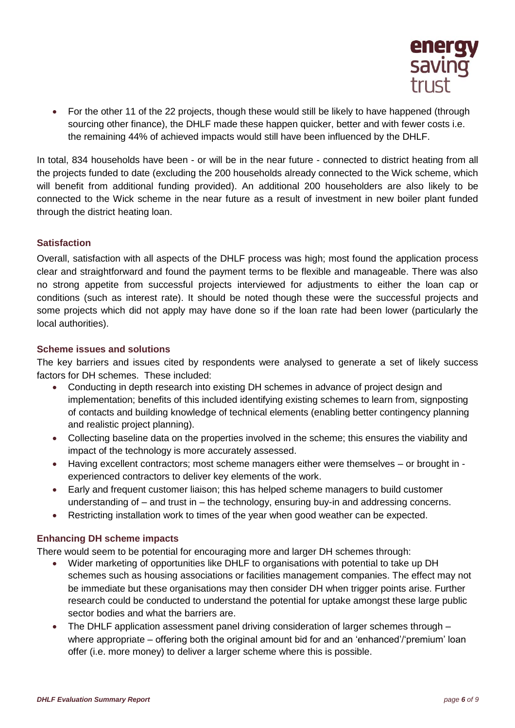- For the other 11 of the 22 projects, though these would still be likely to have happened (through sourcing other finance), the DHLF made these happen quicker, better and with fewer costs i.e. the remaining 44% of achieved impacts would still have been influenced by the DHLF.

In total, 834 households have been - or will be in the near future - connected to district heating from all the projects funded to date (excluding the 200 households already connected to the Wick scheme, which will benefit from additional funding provided). An additional 200 householders are also likely to be connected to the Wick scheme in the near future as a result of investment in new boiler plant funded through the district heating loan.

### Satisfaction

Overall, satisfaction with all aspects of the DHLF process was high; most found the application process clear and straightforward and found the payment terms to be flexible and manageable. There was also no strong appetite from successful projects interviewed for adjustments to either the loan cap or conditions (such as interest rate). It should be noted though these were the successful projects and some projects which did not apply may have done so if the loan rate had been lower (particularly the local authorities).

### Scheme issues and solutions

The key barriers and issues cited by respondents were analysed to generate a set of likely success factors for DH schemes. These included:

- Conducting in depth research into existing DH schemes in advance of project design and implementation; benefits of this included identifying existing schemes to learn from, signposting of contacts and building knowledge of technical elements (enabling better contingency planning and realistic project planning).
- Collecting baseline data on the properties involved in the scheme; this ensures the viability and impact of the technology is more accurately assessed.
- Having excellent contractors; most scheme managers either were themselves – or brought in - experienced contractors to deliver key elements of the work.
- Early and frequent customer liaison; this has helped scheme managers to build customer understanding of – and trust in – the technology, ensuring buy-in and addressing concerns.
- Restricting installation work to times of the year when good weather can be expected.

### Enhancing DH scheme impacts

There would seem to be potential for encouraging more and larger DH schemes through:

- Wider marketing of opportunities like DHLF to organisations with potential to take up DH schemes such as housing associations or facilities management companies. The effect may not be immediate but these organisations may then consider DH when trigger points arise. Further research could be conducted to understand the potential for uptake amongst these large public sector bodies and what the barriers are.
- The DHLF application assessment panel driving consideration of larger schemes through – where appropriate – offering both the original amount bid for and an 'enhanced'/'premium' loan offer (i.e. more money) to deliver a larger scheme where this is possible.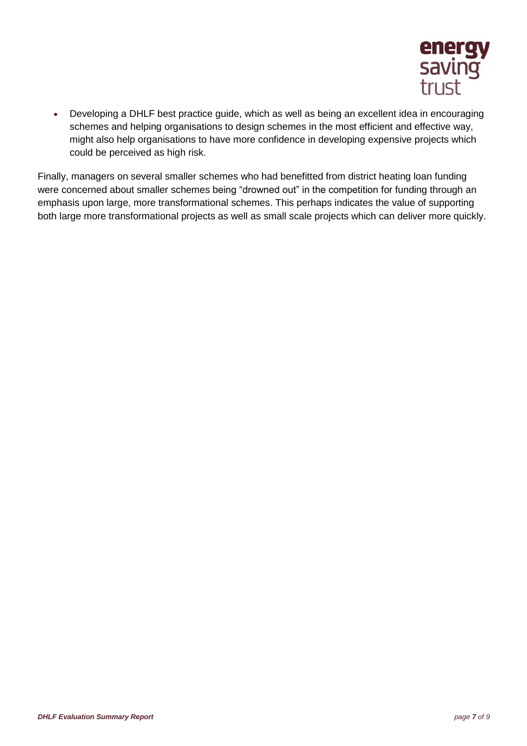- Developing a DHLF best practice guide, which as well as being an excellent idea in encouraging schemes and helping organisations to design schemes in the most efficient and effective way, might also help organisations to have more confidence in developing expensive projects which could be perceived as high risk.

Finally, managers on several smaller schemes who had benefitted from district heating loan funding were concerned about smaller schemes being "drowned out" in the competition for funding through an emphasis upon large, more transformational schemes. This perhaps indicates the value of supporting both large more transformational projects as well as small scale projects which can deliver more quickly.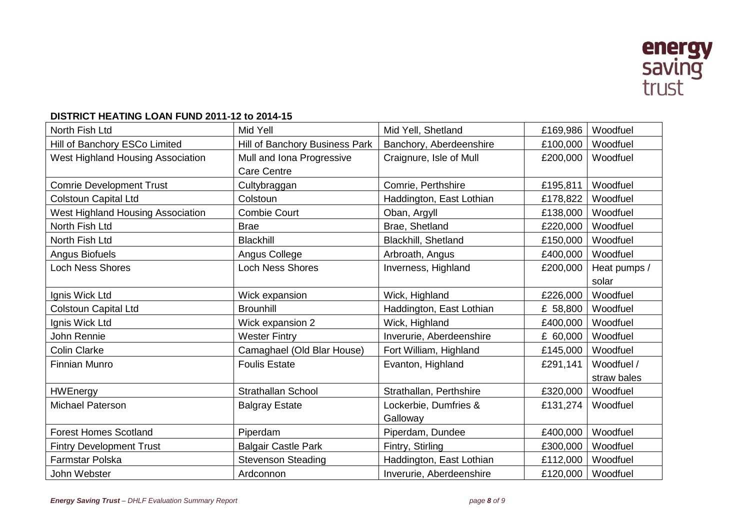**DISTRICT HEATING LOAN FUND 2011-12 to 2014-15**

| | | | | |
|---|---|---|---|---|
| North Fish Ltd | Mid Yell | Mid Yell, Shetland | £169,986 | Woodfuel |
| Hill of Banchory ESCo Limited | Hill of Banchory Business Park | Banchory, Aberdeenshire | £100,000 | Woodfuel |
| West Highland Housing Association | Mull and Iona Progressive Care Centre | Craignure, Isle of Mull | £200,000 | Woodfuel |
| Comrie Development Trust | Cultybraggan | Comrie, Perthshire | £195,811 | Woodfuel |
| Colstoun Capital Ltd | Colstoun | Haddington, East Lothian | £178,822 | Woodfuel |
| West Highland Housing Association | Combie Court | Oban, Argyll | £138,000 | Woodfuel |
| North Fish Ltd | Brae | Brae, Shetland | £220,000 | Woodfuel |
| North Fish Ltd | Blackhill | Blackhill, Shetland | £150,000 | Woodfuel |
| Angus Biofuels | Angus College | Arbroath, Angus | £400,000 | Woodfuel |
| Loch Ness Shores | Loch Ness Shores | Inverness, Highland | £200,000 | Heat pumps / solar |
| Ignis Wick Ltd | Wick expansion | Wick, Highland | £226,000 | Woodfuel |
| Colstoun Capital Ltd | Brounhill | Haddington, East Lothian | £ 58,800 | Woodfuel |
| Ignis Wick Ltd | Wick expansion 2 | Wick, Highland | £400,000 | Woodfuel |
| John Rennie | Wester Fintry | Inverurie, Aberdeenshire | £ 60,000 | Woodfuel |
| Colin Clarke | Camaghael (Old Blar House) | Fort William, Highland | £145,000 | Woodfuel |
| Finnian Munro | Foulis Estate | Evanton, Highland | £291,141 | Woodfuel / straw bales |
| HWEnergy | Strathallan School | Strathallan, Perthshire | £320,000 | Woodfuel |
| Michael Paterson | Balgray Estate | Lockerbie, Dumfries & Galloway | £131,274 | Woodfuel |
| Forest Homes Scotland | Piperdam | Piperdam, Dundee | £400,000 | Woodfuel |
| Fintry Development Trust | Balgair Castle Park | Fintry, Stirling | £300,000 | Woodfuel |
| Farmstar Polska | Stevenson Steading | Haddington, East Lothian | £112,000 | Woodfuel |
| John Webster | Ardconnon | Inverurie, Aberdeenshire | £120,000 | Woodfuel |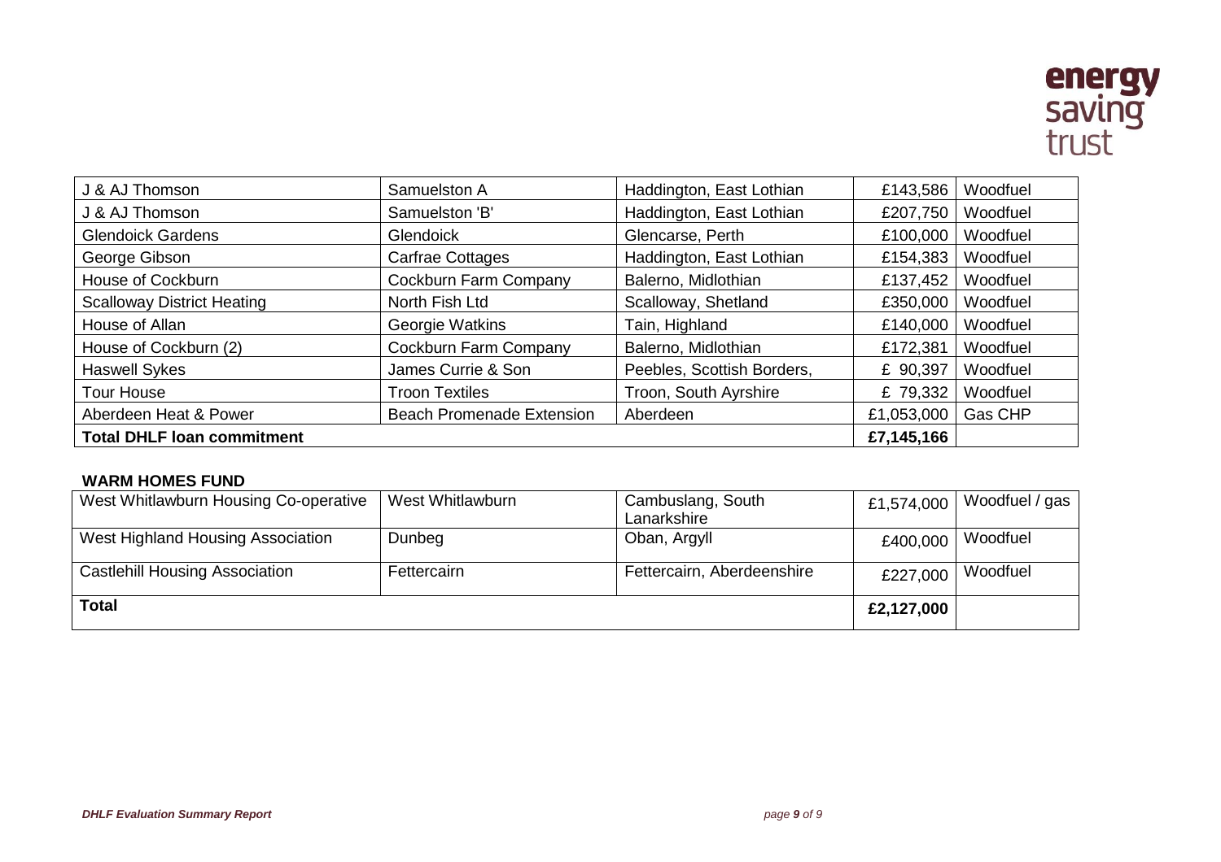| | | | | |
|---|---|---|---|---|
| J & AJ Thomson | Samuelston A | Haddington, East Lothian | £143,586 | Woodfuel |
| J & AJ Thomson | Samuelston 'B' | Haddington, East Lothian | £207,750 | Woodfuel |
| Glendoick Gardens | Glendoick | Glencarse, Perth | £100,000 | Woodfuel |
| George Gibson | Carfrae Cottages | Haddington, East Lothian | £154,383 | Woodfuel |
| House of Cockburn | Cockburn Farm Company | Balerno, Midlothian | £137,452 | Woodfuel |
| Scalloway District Heating | North Fish Ltd | Scalloway, Shetland | £350,000 | Woodfuel |
| House of Allan | Georgie Watkins | Tain, Highland | £140,000 | Woodfuel |
| House of Cockburn (2) | Cockburn Farm Company | Balerno, Midlothian | £172,381 | Woodfuel |
| Haswell Sykes | James Currie & Son | Peebles, Scottish Borders, | £ 90,397 | Woodfuel |
| Tour House | Troon Textiles | Troon, South Ayrshire | £ 79,332 | Woodfuel |
| Aberdeen Heat & Power | Beach Promenade Extension | Aberdeen | £1,053,000 | Gas CHP |
| **Total DHLF loan commitment** | | | **£7,145,166** | |

**WARM HOMES FUND**

| | | | | |
|---|---|---|---|---|
| West Whitlawburn Housing Co-operative | West Whitlawburn | Cambuslang, South Lanarkshire | £1,574,000 | Woodfuel / gas |
| West Highland Housing Association | Dunbeg | Oban, Argyll | £400,000 | Woodfuel |
| Castlehill Housing Association | Fettercairn | Fettercairn, Aberdeenshire | £227,000 | Woodfuel |
| **Total** | | | **£2,127,000** | |